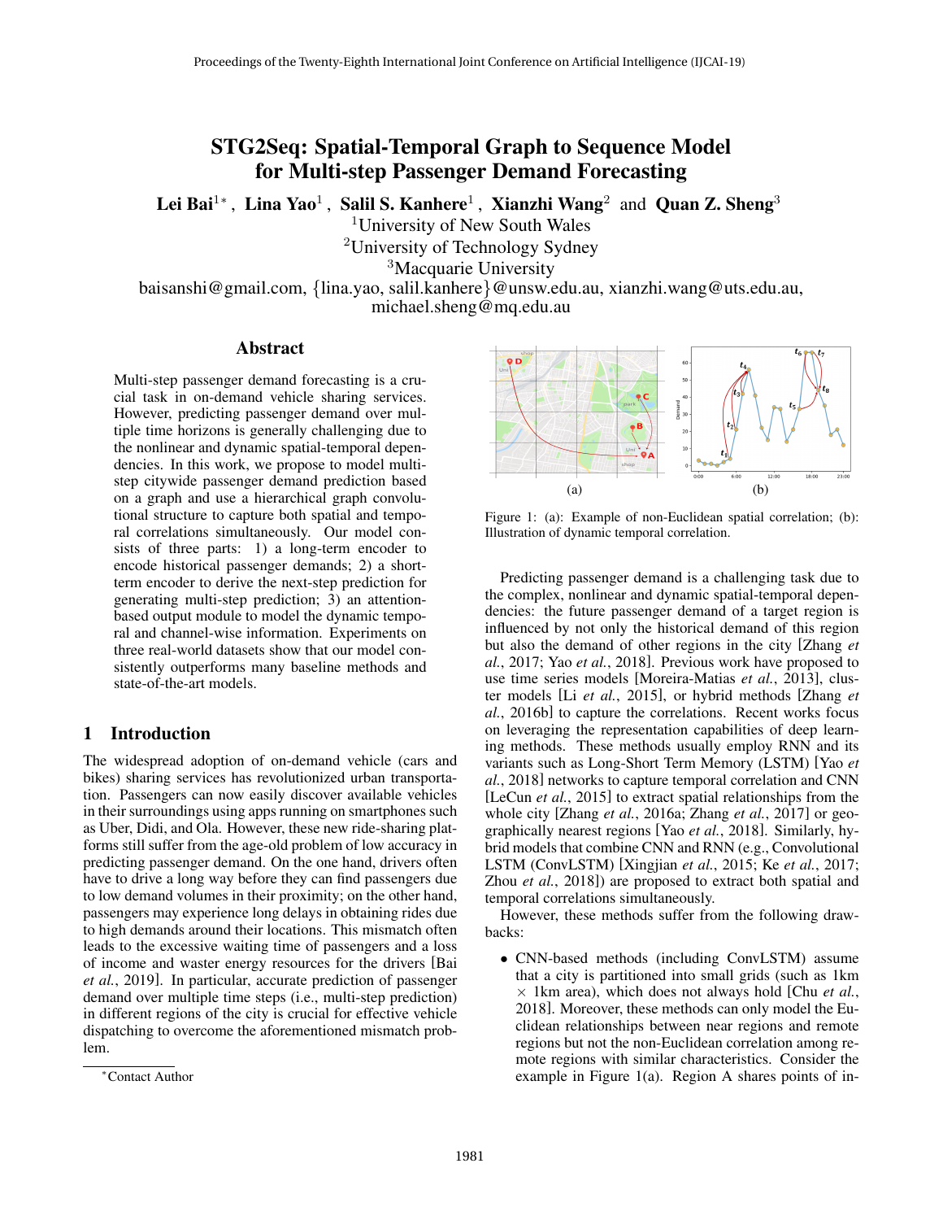# STG2Seq: Spatial-Temporal Graph to Sequence Model for Multi-step Passenger Demand Forecasting

**Lei Bai**[1*], **Lina Yao**[1], **Salil S. Kanhere**[1], **Xianzhi Wang**[2] and **Quan Z. Sheng**[3]

[1]University of New South Wales
[2]University of Technology Sydney
[3]Macquarie University

baisanshi@gmail.com, {lina.yao, salil.kanhere}@unsw.edu.au, xianzhi.wang@uts.edu.au, michael.sheng@mq.edu.au

## Abstract

Multi-step passenger demand forecasting is a crucial task in on-demand vehicle sharing services. However, predicting passenger demand over multiple time horizons is generally challenging due to the nonlinear and dynamic spatial-temporal dependencies. In this work, we propose to model multi-step citywide passenger demand prediction based on a graph and use a hierarchical graph convolutional structure to capture both spatial and temporal correlations simultaneously. Our model consists of three parts: 1) a long-term encoder to encode historical passenger demands; 2) a short-term encoder to derive the next-step prediction for generating multi-step prediction; 3) an attention-based output module to model the dynamic temporal and channel-wise information. Experiments on three real-world datasets show that our model consistently outperforms many baseline methods and state-of-the-art models.

## 1 Introduction

The widespread adoption of on-demand vehicle (cars and bikes) sharing services has revolutionized urban transportation. Passengers can now easily discover available vehicles in their surroundings using apps running on smartphones such as Uber, Didi, and Ola. However, these new ride-sharing platforms still suffer from the age-old problem of low accuracy in predicting passenger demand. On the one hand, drivers often have to drive a long way before they can find passengers due to low demand volumes in their proximity; on the other hand, passengers may experience long delays in obtaining rides due to high demands around their locations. This mismatch often leads to the excessive waiting time of passengers and a loss of income and waster energy resources for the drivers [Bai *et al.*, 2019]. In particular, accurate prediction of passenger demand over multiple time steps (i.e., multi-step prediction) in different regions of the city is crucial for effective vehicle dispatching to overcome the aforementioned mismatch problem.

Figure 1: (a): Example of non-Euclidean spatial correlation; (b): Illustration of dynamic temporal correlation.

Predicting passenger demand is a challenging task due to the complex, nonlinear and dynamic spatial-temporal dependencies: the future passenger demand of a target region is influenced by not only the historical demand of this region but also the demand of other regions in the city [Zhang *et al.*, 2017; Yao *et al.*, 2018]. Previous work have proposed to use time series models [Moreira-Matias *et al.*, 2013], cluster models [Li *et al.*, 2015], or hybrid methods [Zhang *et al.*, 2016b] to capture the correlations. Recent works focus on leveraging the representation capabilities of deep learning methods. These methods usually employ RNN and its variants such as Long-Short Term Memory (LSTM) [Yao *et al.*, 2018] networks to capture temporal correlation and CNN [LeCun *et al.*, 2015] to extract spatial relationships from the whole city [Zhang *et al.*, 2016a; Zhang *et al.*, 2017] or geographically nearest regions [Yao *et al.*, 2018]. Similarly, hybrid models that combine CNN and RNN (e.g., Convolutional LSTM (ConvLSTM) [Xingjian *et al.*, 2015; Ke *et al.*, 2017; Zhou *et al.*, 2018]) are proposed to extract both spatial and temporal correlations simultaneously.

However, these methods suffer from the following drawbacks:

- CNN-based methods (including ConvLSTM) assume that a city is partitioned into small grids (such as 1km × 1km area), which does not always hold [Chu *et al.*, 2018]. Moreover, these methods can only model the Euclidean relationships between near regions and remote regions but not the non-Euclidean correlation among remote regions with similar characteristics. Consider the example in Figure 1(a). Region A shares points of in-

[*]Contact Author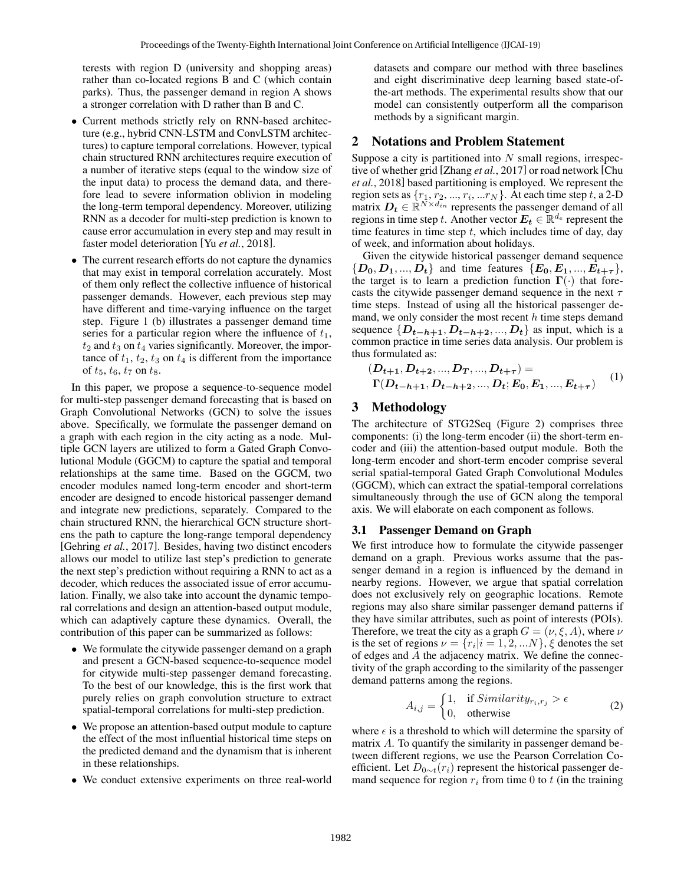terests with region D (university and shopping areas) rather than co-located regions B and C (which contain parks). Thus, the passenger demand in region A shows a stronger correlation with D rather than B and C.

- Current methods strictly rely on RNN-based architecture (e.g., hybrid CNN-LSTM and ConvLSTM architectures) to capture temporal correlations. However, typical chain structured RNN architectures require execution of a number of iterative steps (equal to the window size of the input data) to process the demand data, and therefore lead to severe information oblivion in modeling the long-term temporal dependency. Moreover, utilizing RNN as a decoder for multi-step prediction is known to cause error accumulation in every step and may result in faster model deterioration [Yu *et al.*, 2018].
- The current research efforts do not capture the dynamics that may exist in temporal correlation accurately. Most of them only reflect the collective influence of historical passenger demands. However, each previous step may have different and time-varying influence on the target step. Figure 1 (b) illustrates a passenger demand time series for a particular region where the influence of $t_1$, $t_2$ and $t_3$ on $t_4$ varies significantly. Moreover, the importance of $t_1$, $t_2$, $t_3$ on $t_4$ is different from the importance of $t_5$, $t_6$, $t_7$ on $t_8$.

In this paper, we propose a sequence-to-sequence model for multi-step passenger demand forecasting that is based on Graph Convolutional Networks (GCN) to solve the issues above. Specifically, we formulate the passenger demand on a graph with each region in the city acting as a node. Multiple GCN layers are utilized to form a Gated Graph Convolutional Module (GGCM) to capture the spatial and temporal relationships at the same time. Based on the GGCM, two encoder modules named long-term encoder and short-term encoder are designed to encode historical passenger demand and integrate new predictions, separately. Compared to the chain structured RNN, the hierarchical GCN structure shortens the path to capture the long-range temporal dependency [Gehring *et al.*, 2017]. Besides, having two distinct encoders allows our model to utilize last step's prediction to generate the next step's prediction without requiring a RNN to act as a decoder, which reduces the associated issue of error accumulation. Finally, we also take into account the dynamic temporal correlations and design an attention-based output module, which can adaptively capture these dynamics. Overall, the contribution of this paper can be summarized as follows:

- We formulate the citywide passenger demand on a graph and present a GCN-based sequence-to-sequence model for citywide multi-step passenger demand forecasting. To the best of our knowledge, this is the first work that purely relies on graph convolution structure to extract spatial-temporal correlations for multi-step prediction.
- We propose an attention-based output module to capture the effect of the most influential historical time steps on the predicted demand and the dynamism that is inherent in these relationships.
- We conduct extensive experiments on three real-world datasets and compare our method with three baselines and eight discriminative deep learning based state-of-the-art methods. The experimental results show that our model can consistently outperform all the comparison methods by a significant margin.

## 2 Notations and Problem Statement

Suppose a city is partitioned into $N$ small regions, irrespective of whether grid [Zhang *et al.*, 2017] or road network [Chu *et al.*, 2018] based partitioning is employed. We represent the region sets as $\{r_1, r_2, ..., r_i, ...r_N\}$. At each time step $t$, a 2-D matrix $\boldsymbol{D_t} \in \mathbb{R}^{N \times d_{in}}$ represents the passenger demand of all regions in time step $t$. Another vector $\boldsymbol{E_t} \in \mathbb{R}^{d_e}$ represent the time features in time step $t$, which includes time of day, day of week, and information about holidays.

Given the citywide historical passenger demand sequence $\{\boldsymbol{D_0}, \boldsymbol{D_1}, ..., \boldsymbol{D_t}\}$ and time features $\{\boldsymbol{E_0}, \boldsymbol{E_1}, ..., \boldsymbol{E_{t+\tau}}\}$, the target is to learn a prediction function $\boldsymbol{\Gamma}(\cdot)$ that forecasts the citywide passenger demand sequence in the next $\tau$ time steps. Instead of using all the historical passenger demand, we only consider the most recent $h$ time steps demand sequence $\{\boldsymbol{D_{t-h+1}}, \boldsymbol{D_{t-h+2}}, ..., \boldsymbol{D_t}\}$ as input, which is a common practice in time series data analysis. Our problem is thus formulated as:

$$
\begin{aligned}
&(\boldsymbol{D_{t+1}}, \boldsymbol{D_{t+2}}, ..., \boldsymbol{D_T}, ..., \boldsymbol{D_{t+\tau}}) = \\
&\boldsymbol{\Gamma}(\boldsymbol{D_{t-h+1}}, \boldsymbol{D_{t-h+2}}, ..., \boldsymbol{D_t}; \boldsymbol{E_0}, \boldsymbol{E_1}, ..., \boldsymbol{E_{t+\tau}})
\end{aligned} \quad (1)
$$

## 3 Methodology

The architecture of STG2Seq (Figure 2) comprises three components: (i) the long-term encoder (ii) the short-term encoder and (iii) the attention-based output module. Both the long-term encoder and short-term encoder comprise several serial spatial-temporal Gated Graph Convolutional Modules (GGCM), which can extract the spatial-temporal correlations simultaneously through the use of GCN along the temporal axis. We will elaborate on each component as follows.

### 3.1 Passenger Demand on Graph

We first introduce how to formulate the citywide passenger demand on a graph. Previous works assume that the passenger demand in a region is influenced by the demand in nearby regions. However, we argue that spatial correlation does not exclusively rely on geographic locations. Remote regions may also share similar passenger demand patterns if they have similar attributes, such as point of interests (POIs). Therefore, we treat the city as a graph $G = (\nu, \xi, A)$, where $\nu$ is the set of regions $\nu = \{r_i | i = 1, 2, ...N\}$, $\xi$ denotes the set of edges and $A$ the adjacency matrix. We define the connectivity of the graph according to the similarity of the passenger demand patterns among the regions.

$$
A_{i,j} = \begin{cases} 1, & \text{if } Similarity_{r_i, r_j} > \epsilon \\ 0, & \text{otherwise} \end{cases} \quad (2)
$$

where $\epsilon$ is a threshold to which will determine the sparsity of matrix $A$. To quantify the similarity in passenger demand between different regions, we use the Pearson Correlation Coefficient. Let $D_{0 \sim t}(r_i)$ represent the historical passenger demand sequence for region $r_i$ from time 0 to $t$ (in the training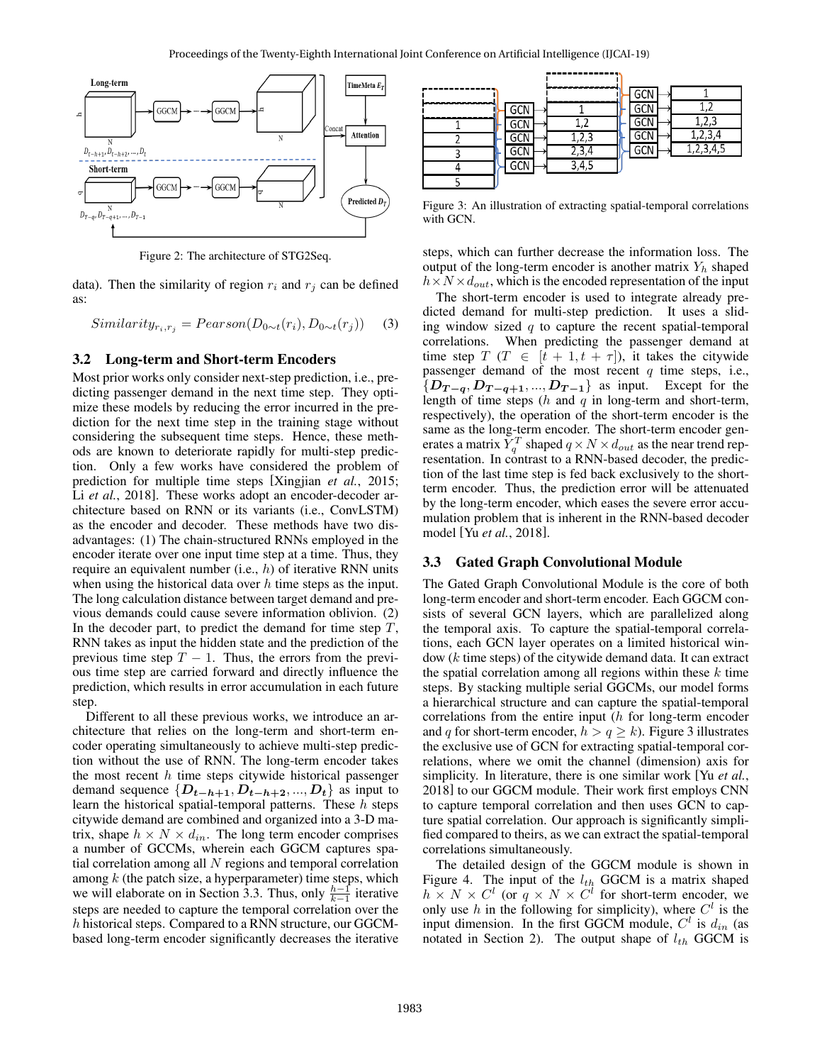Figure 2: The architecture of STG2Seq.

data). Then the similarity of region $r_i$ and $r_j$ can be defined as:

$$Similarity_{r_i,r_j} = Pearson(D_{0\sim t}(r_i), D_{0\sim t}(r_j)) \quad (3)$$

### 3.2 Long-term and Short-term Encoders

Most prior works only consider next-step prediction, i.e., predicting passenger demand in the next time step. They optimize these models by reducing the error incurred in the prediction for the next time step in the training stage without considering the subsequent time steps. Hence, these methods are known to deteriorate rapidly for multi-step prediction. Only a few works have considered the problem of prediction for multiple time steps [Xingjian *et al.*, 2015; Li *et al.*, 2018]. These works adopt an encoder-decoder architecture based on RNN or its variants (i.e., ConvLSTM) as the encoder and decoder. These methods have two disadvantages: (1) The chain-structured RNNs employed in the encoder iterate over one input time step at a time. Thus, they require an equivalent number (i.e., $h$) of iterative RNN units when using the historical data over $h$ time steps as the input. The long calculation distance between target demand and previous demands could cause severe information oblivion. (2) In the decoder part, to predict the demand for time step $T$, RNN takes as input the hidden state and the prediction of the previous time step $T-1$. Thus, the errors from the previous time step are carried forward and directly influence the prediction, which results in error accumulation in each future step.

Different to all these previous works, we introduce an architecture that relies on the long-term and short-term encoder operating simultaneously to achieve multi-step prediction without the use of RNN. The long-term encoder takes the most recent $h$ time steps citywide historical passenger demand sequence $\{\boldsymbol{D_{t-h+1}}, \boldsymbol{D_{t-h+2}}, ..., \boldsymbol{D_t}\}$ as input to learn the historical spatial-temporal patterns. These $h$ steps citywide demand are combined and organized into a 3-D matrix, shape $h \times N \times d_{in}$. The long term encoder comprises a number of GCCMs, wherein each GGCM captures spatial correlation among all $N$ regions and temporal correlation among $k$ (the patch size, a hyperparameter) time steps, which we will elaborate on in Section 3.3. Thus, only $\frac{h-1}{k-1}$ iterative steps are needed to capture the temporal correlation over the $h$ historical steps. Compared to a RNN structure, our GGCM-based long-term encoder significantly decreases the iterative steps, which can further decrease the information loss. The output of the long-term encoder is another matrix $Y_h$ shaped $h \times N \times d_{out}$, which is the encoded representation of the input

The short-term encoder is used to integrate already predicted demand for multi-step prediction. It uses a sliding window sized $q$ to capture the recent spatial-temporal correlations. When predicting the passenger demand at time step $T$ ($T \in [t+1, t+\tau]$), it takes the citywide passenger demand of the most recent $q$ time steps, i.e., $\{\boldsymbol{D_{T-q}}, \boldsymbol{D_{T-q+1}}, ..., \boldsymbol{D_{T-1}}\}$ as input. Except for the length of time steps ($h$ and $q$ in long-term and short-term, respectively), the operation of the short-term encoder is the same as the long-term encoder. The short-term encoder generates a matrix $Y_q^T$ shaped $q \times N \times d_{out}$ as the near trend representation. In contrast to a RNN-based decoder, the prediction of the last time step is fed back exclusively to the short-term encoder. Thus, the prediction error will be attenuated by the long-term encoder, which eases the severe error accumulation problem that is inherent in the RNN-based decoder model [Yu *et al.*, 2018].

Figure 3: An illustration of extracting spatial-temporal correlations with GCN.

### 3.3 Gated Graph Convolutional Module

The Gated Graph Convolutional Module is the core of both long-term encoder and short-term encoder. Each GGCM consists of several GCN layers, which are parallelized along the temporal axis. To capture the spatial-temporal correlations, each GCN layer operates on a limited historical window ($k$ time steps) of the citywide demand data. It can extract the spatial correlation among all regions within these $k$ time steps. By stacking multiple serial GGCMs, our model forms a hierarchical structure and can capture the spatial-temporal correlations from the entire input ($h$ for long-term encoder and $q$ for short-term encoder, $h > q \geq k$). Figure 3 illustrates the exclusive use of GCN for extracting spatial-temporal correlations, where we omit the channel (dimension) axis for simplicity. In literature, there is one similar work [Yu *et al.*, 2018] to our GGCM module. Their work first employs CNN to capture temporal correlation and then uses GCN to capture spatial correlation. Our approach is significantly simplified compared to theirs, as we can extract the spatial-temporal correlations simultaneously.

The detailed design of the GGCM module is shown in Figure 4. The input of the $l_{th}$ GGCM is a matrix shaped $h \times N \times C^l$ (or $q \times N \times C^l$ for short-term encoder, we only use $h$ in the following for simplicity), where $C^l$ is the input dimension. In the first GGCM module, $C^l$ is $d_{in}$ (as notated in Section 2). The output shape of $l_{th}$ GGCM is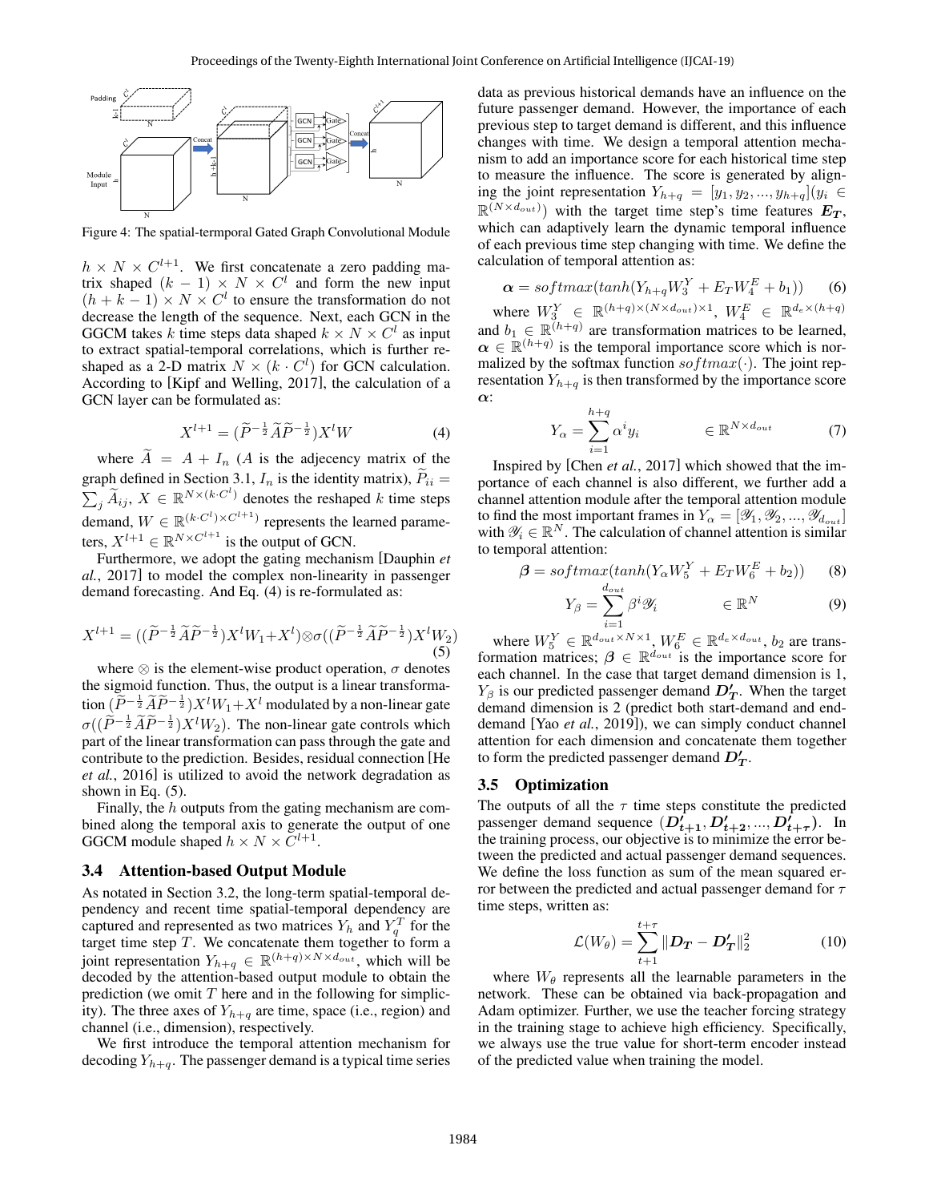Figure 4: The spatial-termporal Gated Graph Convolutional Module

$h \times N \times C^{l+1}$. We first concatenate a zero padding matrix shaped $(k-1) \times N \times C^l$ and form the new input $(h+k-1) \times N \times C^l$ to ensure the transformation do not decrease the length of the sequence. Next, each GCN in the GGCM takes $k$ time steps data shaped $k \times N \times C^l$ as input to extract spatial-temporal correlations, which is further reshaped as a 2-D matrix $N \times (k \cdot C^l)$ for GCN calculation. According to [Kipf and Welling, 2017], the calculation of a GCN layer can be formulated as:

$$X^{l+1} = (\widetilde{P}^{-\frac{1}{2}} \widetilde{A} \widetilde{P}^{-\frac{1}{2}}) X^l W \tag{4}$$

where $\widetilde{A} = A + I_n$ ($A$ is the adjecency matrix of the graph defined in Section 3.1, $I_n$ is the identity matrix), $\widetilde{P}_{ii} = \sum_j \widetilde{A}_{ij}$, $X \in \mathbb{R}^{N \times (k \cdot C^l)}$ denotes the reshaped $k$ time steps demand, $W \in \mathbb{R}^{(k \cdot C^l) \times C^{l+1})}$ represents the learned parameters, $X^{l+1} \in \mathbb{R}^{N \times C^{l+1}}$ is the output of GCN.

Furthermore, we adopt the gating mechanism [Dauphin *et al.*, 2017] to model the complex non-linearity in passenger demand forecasting. And Eq. (4) is re-formulated as:

$$X^{l+1} = ((\widetilde{P}^{-\frac{1}{2}} \widetilde{A} \widetilde{P}^{-\frac{1}{2}}) X^l W_1 + X^l) \otimes \sigma((\widetilde{P}^{-\frac{1}{2}} \widetilde{A} \widetilde{P}^{-\frac{1}{2}}) X^l W_2) \tag{5}$$

where $\otimes$ is the element-wise product operation, $\sigma$ denotes the sigmoid function. Thus, the output is a linear transformation $(\widetilde{P}^{-\frac{1}{2}} \widetilde{A} \widetilde{P}^{-\frac{1}{2}}) X^l W_1 + X^l$ modulated by a non-linear gate $\sigma((\widetilde{P}^{-\frac{1}{2}} \widetilde{A} \widetilde{P}^{-\frac{1}{2}}) X^l W_2)$. The non-linear gate controls which part of the linear transformation can pass through the gate and contribute to the prediction. Besides, residual connection [He *et al.*, 2016] is utilized to avoid the network degradation as shown in Eq. (5).

Finally, the $h$ outputs from the gating mechanism are combined along the temporal axis to generate the output of one GGCM module shaped $h \times N \times C^{l+1}$.

### 3.4 Attention-based Output Module

As notated in Section 3.2, the long-term spatial-temporal dependency and recent time spatial-temporal dependency are captured and represented as two matrices $Y_h$ and $Y_q^T$ for the target time step $T$. We concatenate them together to form a joint representation $Y_{h+q} \in \mathbb{R}^{(h+q) \times N \times d_{out}}$, which will be decoded by the attention-based output module to obtain the prediction (we omit $T$ here and in the following for simplicity). The three axes of $Y_{h+q}$ are time, space (i.e., region) and channel (i.e., dimension), respectively.

We first introduce the temporal attention mechanism for decoding $Y_{h+q}$. The passenger demand is a typical time series data as previous historical demands have an influence on the future passenger demand. However, the importance of each previous step to target demand is different, and this influence changes with time. We design a temporal attention mechanism to add an importance score for each historical time step to measure the influence. The score is generated by aligning the joint representation $Y_{h+q} = [y_1, y_2, ..., y_{h+q}] (y_i \in \mathbb{R}^{(N \times d_{out})})$ with the target time step's time features $\boldsymbol{E_T}$, which can adaptively learn the dynamic temporal influence of each previous time step changing with time. We define the calculation of temporal attention as:

$$\boldsymbol{\alpha} = softmax(tanh(Y_{h+q} W_3^Y + E_T W_4^E + b_1)) \tag{6}$$

where $W_3^Y \in \mathbb{R}^{(h+q) \times (N \times d_{out}) \times 1}$, $W_4^E \in \mathbb{R}^{d_e \times (h+q)}$ and $b_1 \in \mathbb{R}^{(h+q)}$ are transformation matrices to be learned, $\boldsymbol{\alpha} \in \mathbb{R}^{(h+q)}$ is the temporal importance score which is normalized by the softmax function $softmax(\cdot)$. The joint representation $Y_{h+q}$ is then transformed by the importance score $\boldsymbol{\alpha}$:

$$Y_\alpha = \sum_{i=1}^{h+q} \alpha^i y_i \qquad \in \mathbb{R}^{N \times d_{out}} \tag{7}$$

Inspired by [Chen *et al.*, 2017] which showed that the importance of each channel is also different, we further add a channel attention module after the temporal attention module to find the most important frames in $Y_\alpha = [\mathscr{Y}_1, \mathscr{Y}_2, ..., \mathscr{Y}_{d_{out}}]$ with $\mathscr{Y}_i \in \mathbb{R}^N$. The calculation of channel attention is similar to temporal attention:

$$\boldsymbol{\beta} = softmax(tanh(Y_\alpha W_5^Y + E_T W_6^E + b_2)) \tag{8}$$

$$Y_\beta = \sum_{i=1}^{d_{out}} \beta^i \mathscr{Y}_i \qquad \in \mathbb{R}^N \tag{9}$$

where $W_5^Y \in \mathbb{R}^{d_{out} \times N \times 1}$, $W_6^E \in \mathbb{R}^{d_e \times d_{out}}$, $b_2$ are transformation matrices; $\boldsymbol{\beta} \in \mathbb{R}^{d_{out}}$ is the importance score for each channel. In the case that target demand dimension is 1, $Y_\beta$ is our predicted passenger demand $\boldsymbol{D'_T}$. When the target demand dimension is 2 (predict both start-demand and end-demand [Yao *et al.*, 2019]), we can simply conduct channel attention for each dimension and concatenate them together to form the predicted passenger demand $\boldsymbol{D'_T}$.

### 3.5 Optimization

The outputs of all the $\tau$ time steps constitute the predicted passenger demand sequence $(\boldsymbol{D'_{t+1}}, \boldsymbol{D'_{t+2}}, ..., \boldsymbol{D'_{t+\tau}})$. In the training process, our objective is to minimize the error between the predicted and actual passenger demand sequences. We define the loss function as sum of the mean squared error between the predicted and actual passenger demand for $\tau$ time steps, written as:

$$\mathcal{L}(W_\theta) = \sum_{t+1}^{t+\tau} \|\boldsymbol{D_T} - \boldsymbol{D'_T}\|_2^2 \tag{10}$$

where $W_\theta$ represents all the learnable parameters in the network. These can be obtained via back-propagation and Adam optimizer. Further, we use the teacher forcing strategy in the training stage to achieve high efficiency. Specifically, we always use the true value for short-term encoder instead of the predicted value when training the model.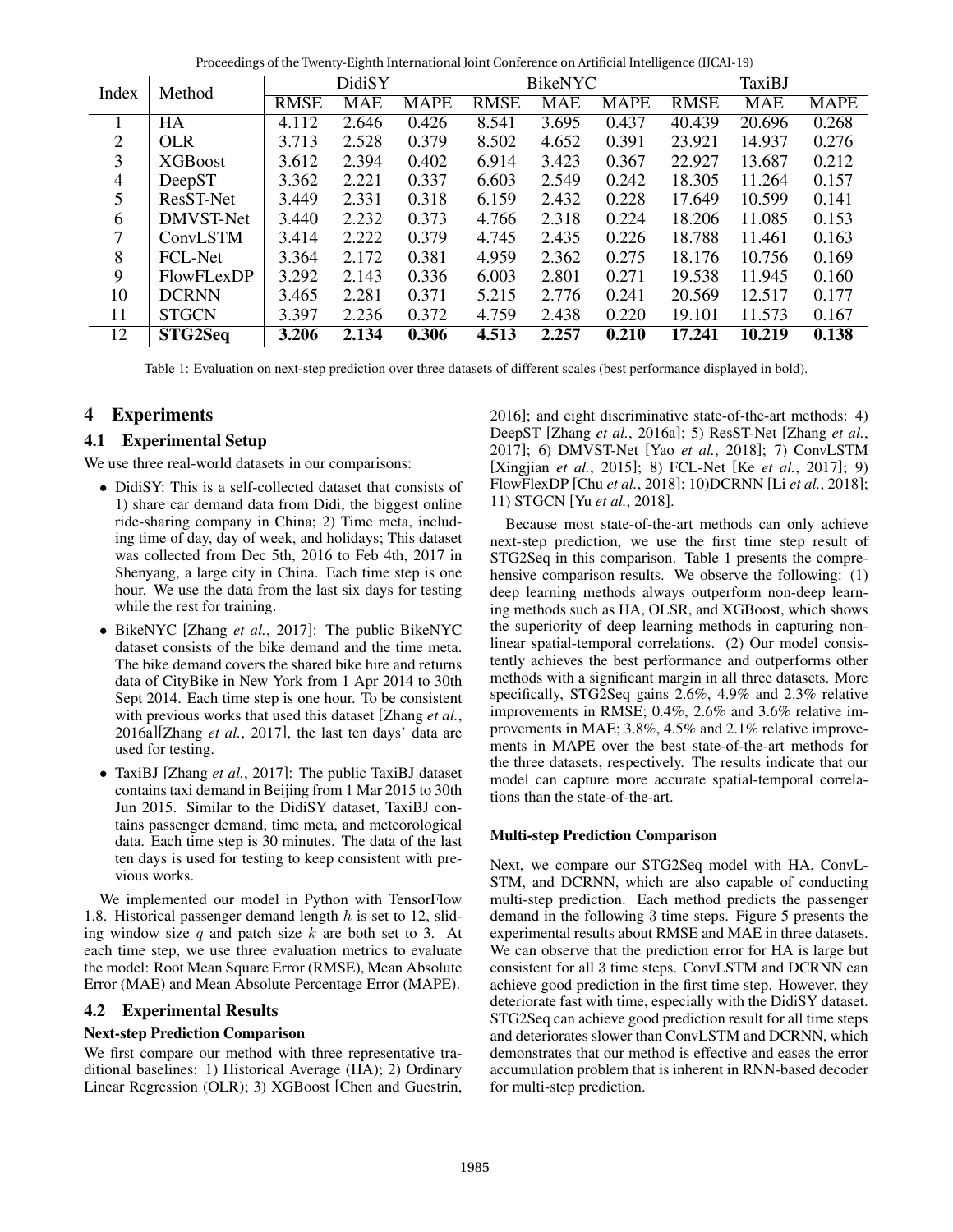| Index | Method | DidiSY | | | BikeNYC | | | TaxiBJ | | |
|---|---|---|---|---|---|---|---|---|---|---|
| | | RMSE | MAE | MAPE | RMSE | MAE | MAPE | RMSE | MAE | MAPE |
| 1 | HA | 4.112 | 2.646 | 0.426 | 8.541 | 3.695 | 0.437 | 40.439 | 20.696 | 0.268 |
| 2 | OLR | 3.713 | 2.528 | 0.379 | 8.502 | 4.652 | 0.391 | 23.921 | 14.937 | 0.276 |
| 3 | XGBoost | 3.612 | 2.394 | 0.402 | 6.914 | 3.423 | 0.367 | 22.927 | 13.687 | 0.212 |
| 4 | DeepST | 3.362 | 2.221 | 0.337 | 6.603 | 2.549 | 0.242 | 18.305 | 11.264 | 0.157 |
| 5 | ResST-Net | 3.449 | 2.331 | 0.318 | 6.159 | 2.432 | 0.228 | 17.649 | 10.599 | 0.141 |
| 6 | DMVST-Net | 3.440 | 2.232 | 0.373 | 4.766 | 2.318 | 0.224 | 18.206 | 11.085 | 0.153 |
| 7 | ConvLSTM | 3.414 | 2.222 | 0.379 | 4.745 | 2.435 | 0.226 | 18.788 | 11.461 | 0.163 |
| 8 | FCL-Net | 3.364 | 2.172 | 0.381 | 4.959 | 2.362 | 0.275 | 18.176 | 10.756 | 0.169 |
| 9 | FlowFLexDP | 3.292 | 2.143 | 0.336 | 6.003 | 2.801 | 0.271 | 19.538 | 11.945 | 0.160 |
| 10 | DCRNN | 3.465 | 2.281 | 0.371 | 5.215 | 2.776 | 0.241 | 20.569 | 12.517 | 0.177 |
| 11 | STGCN | 3.397 | 2.236 | 0.372 | 4.759 | 2.438 | 0.220 | 19.101 | 11.573 | 0.167 |
| 12 | **STG2Seq** | **3.206** | **2.134** | **0.306** | **4.513** | **2.257** | **0.210** | **17.241** | **10.219** | **0.138** |

Table 1: Evaluation on next-step prediction over three datasets of different scales (best performance displayed in bold).

## 4 Experiments

### 4.1 Experimental Setup

We use three real-world datasets in our comparisons:

- DidiSY: This is a self-collected dataset that consists of 1) share car demand data from Didi, the biggest online ride-sharing company in China; 2) Time meta, including time of day, day of week, and holidays; This dataset was collected from Dec 5th, 2016 to Feb 4th, 2017 in Shenyang, a large city in China. Each time step is one hour. We use the data from the last six days for testing while the rest for training.
- BikeNYC [Zhang *et al.*, 2017]: The public BikeNYC dataset consists of the bike demand and the time meta. The bike demand covers the shared bike hire and returns data of CityBike in New York from 1 Apr 2014 to 30th Sept 2014. Each time step is one hour. To be consistent with previous works that used this dataset [Zhang *et al.*, 2016a][Zhang *et al.*, 2017], the last ten days' data are used for testing.
- TaxiBJ [Zhang *et al.*, 2017]: The public TaxiBJ dataset contains taxi demand in Beijing from 1 Mar 2015 to 30th Jun 2015. Similar to the DidiSY dataset, TaxiBJ contains passenger demand, time meta, and meteorological data. Each time step is 30 minutes. The data of the last ten days is used for testing to keep consistent with previous works.

We implemented our model in Python with TensorFlow 1.8. Historical passenger demand length $h$ is set to 12, sliding window size $q$ and patch size $k$ are both set to 3. At each time step, we use three evaluation metrics to evaluate the model: Root Mean Square Error (RMSE), Mean Absolute Error (MAE) and Mean Absolute Percentage Error (MAPE).

### 4.2 Experimental Results

#### Next-step Prediction Comparison

We first compare our method with three representative traditional baselines: 1) Historical Average (HA); 2) Ordinary Linear Regression (OLR); 3) XGBoost [Chen and Guestrin, 2016]; and eight discriminative state-of-the-art methods: 4) DeepST [Zhang *et al.*, 2016a]; 5) ResST-Net [Zhang *et al.*, 2017]; 6) DMVST-Net [Yao *et al.*, 2018]; 7) ConvLSTM [Xingjian *et al.*, 2015]; 8) FCL-Net [Ke *et al.*, 2017]; 9) FlowFlexDP [Chu *et al.*, 2018]; 10)DCRNN [Li *et al.*, 2018]; 11) STGCN [Yu *et al.*, 2018].

Because most state-of-the-art methods can only achieve next-step prediction, we use the first time step result of STG2Seq in this comparison. Table 1 presents the comprehensive comparison results. We observe the following: (1) deep learning methods always outperform non-deep learning methods such as HA, OLSR, and XGBoost, which shows the superiority of deep learning methods in capturing non-linear spatial-temporal correlations. (2) Our model consistently achieves the best performance and outperforms other methods with a significant margin in all three datasets. More specifically, STG2Seq gains 2.6%, 4.9% and 2.3% relative improvements in RMSE; 0.4%, 2.6% and 3.6% relative improvements in MAE; 3.8%, 4.5% and 2.1% relative improvements in MAPE over the best state-of-the-art methods for the three datasets, respectively. The results indicate that our model can capture more accurate spatial-temporal correlations than the state-of-the-art.

#### Multi-step Prediction Comparison

Next, we compare our STG2Seq model with HA, ConvLSTM, and DCRNN, which are also capable of conducting multi-step prediction. Each method predicts the passenger demand in the following 3 time steps. Figure 5 presents the experimental results about RMSE and MAE in three datasets. We can observe that the prediction error for HA is large but consistent for all 3 time steps. ConvLSTM and DCRNN can achieve good prediction in the first time step. However, they deteriorate fast with time, especially with the DidiSY dataset. STG2Seq can achieve good prediction result for all time steps and deteriorates slower than ConvLSTM and DCRNN, which demonstrates that our method is effective and eases the error accumulation problem that is inherent in RNN-based decoder for multi-step prediction.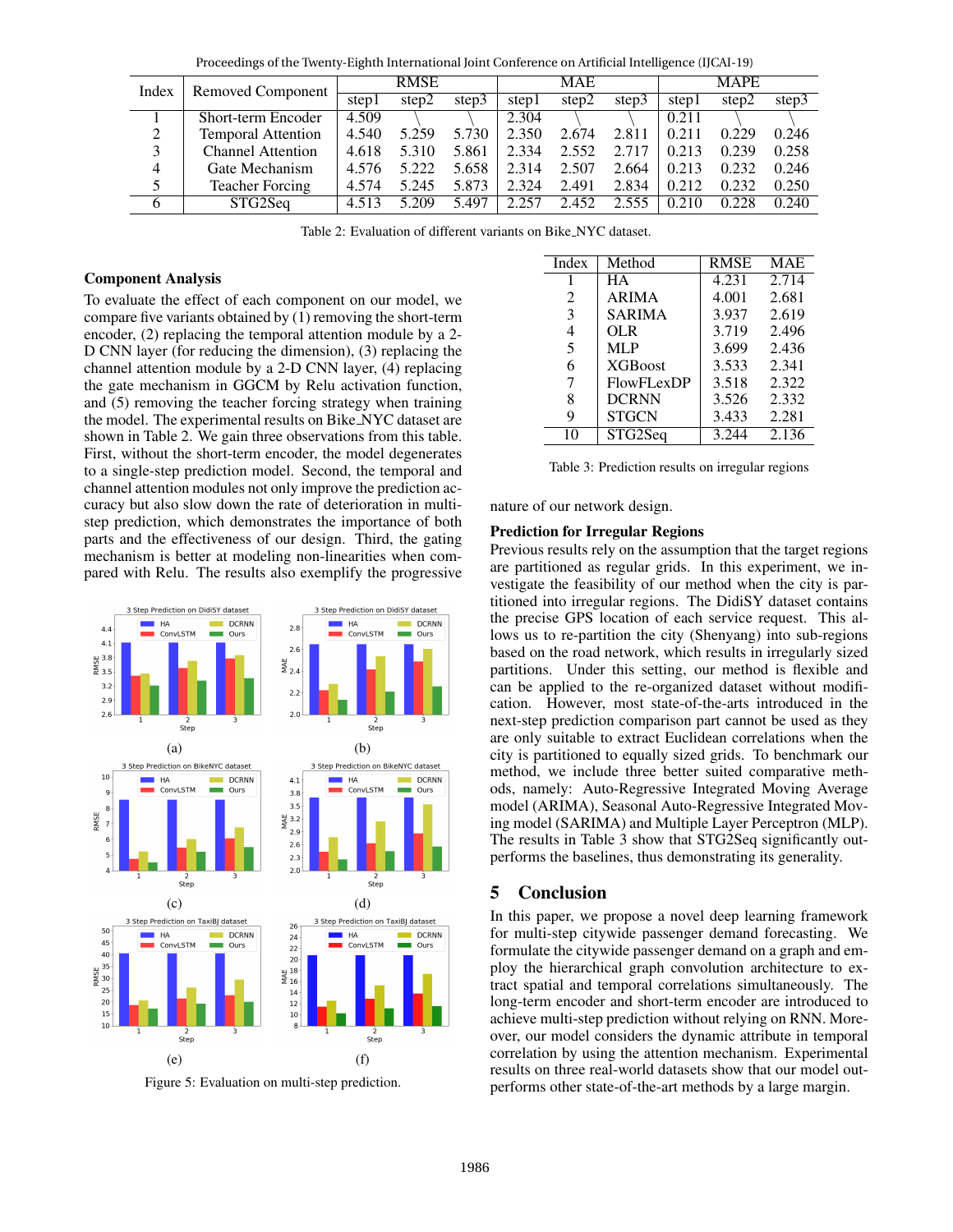| Index | Removed Component | RMSE | | | MAE | | | MAPE | | |
|---|---|---|---|---|---|---|---|---|---|---|
| | | step1 | step2 | step3 | step1 | step2 | step3 | step1 | step2 | step3 |
| 1 | Short-term Encoder | 4.509 | \ | \ | 2.304 | \ | \ | 0.211 | \ | \ |
| 2 | Temporal Attention | 4.540 | 5.259 | 5.730 | 2.350 | 2.674 | 2.811 | 0.211 | 0.229 | 0.246 |
| 3 | Channel Attention | 4.618 | 5.310 | 5.861 | 2.334 | 2.552 | 2.717 | 0.213 | 0.239 | 0.258 |
| 4 | Gate Mechanism | 4.576 | 5.222 | 5.658 | 2.314 | 2.507 | 2.664 | 0.213 | 0.232 | 0.246 |
| 5 | Teacher Forcing | 4.574 | 5.245 | 5.873 | 2.324 | 2.491 | 2.834 | 0.212 | 0.232 | 0.250 |
| 6 | STG2Seq | 4.513 | 5.209 | 5.497 | 2.257 | 2.452 | 2.555 | 0.210 | 0.228 | 0.240 |

Table 2: Evaluation of different variants on Bike_NYC dataset.

### Component Analysis

To evaluate the effect of each component on our model, we compare five variants obtained by (1) removing the short-term encoder, (2) replacing the temporal attention module by a 2-D CNN layer (for reducing the dimension), (3) replacing the channel attention module by a 2-D CNN layer, (4) replacing the gate mechanism in GGCM by Relu activation function, and (5) removing the teacher forcing strategy when training the model. The experimental results on Bike_NYC dataset are shown in Table 2. We gain three observations from this table. First, without the short-term encoder, the model degenerates to a single-step prediction model. Second, the temporal and channel attention modules not only improve the prediction accuracy but also slow down the rate of deterioration in multi-step prediction, which demonstrates the importance of both parts and the effectiveness of our design. Third, the gating mechanism is better at modeling non-linearities when compared with Relu. The results also exemplify the progressive nature of our network design.

Figure 5: Evaluation on multi-step prediction.

| Index | Method | RMSE | MAE |
|---|---|---|---|
| 1 | HA | 4.231 | 2.714 |
| 2 | ARIMA | 4.001 | 2.681 |
| 3 | SARIMA | 3.937 | 2.619 |
| 4 | OLR | 3.719 | 2.496 |
| 5 | MLP | 3.699 | 2.436 |
| 6 | XGBoost | 3.533 | 2.341 |
| 7 | FlowFLexDP | 3.518 | 2.322 |
| 8 | DCRNN | 3.526 | 2.332 |
| 9 | STGCN | 3.433 | 2.281 |
| 10 | STG2Seq | 3.244 | 2.136 |

Table 3: Prediction results on irregular regions

### Prediction for Irregular Regions

Previous results rely on the assumption that the target regions are partitioned as regular grids. In this experiment, we investigate the feasibility of our method when the city is partitioned into irregular regions. The DidiSY dataset contains the precise GPS location of each service request. This allows us to re-partition the city (Shenyang) into sub-regions based on the road network, which results in irregularly sized partitions. Under this setting, our method is flexible and can be applied to the re-organized dataset without modification. However, most state-of-the-arts introduced in the next-step prediction comparison part cannot be used as they are only suitable to extract Euclidean correlations when the city is partitioned to equally sized grids. To benchmark our method, we include three better suited comparative methods, namely: Auto-Regressive Integrated Moving Average model (ARIMA), Seasonal Auto-Regressive Integrated Moving model (SARIMA) and Multiple Layer Perceptron (MLP). The results in Table 3 show that STG2Seq significantly outperforms the baselines, thus demonstrating its generality.

## 5 Conclusion

In this paper, we propose a novel deep learning framework for multi-step citywide passenger demand forecasting. We formulate the citywide passenger demand on a graph and employ the hierarchical graph convolution architecture to extract spatial and temporal correlations simultaneously. The long-term encoder and short-term encoder are introduced to achieve multi-step prediction without relying on RNN. Moreover, our model considers the dynamic attribute in temporal correlation by using the attention mechanism. Experimental results on three real-world datasets show that our model outperforms other state-of-the-art methods by a large margin.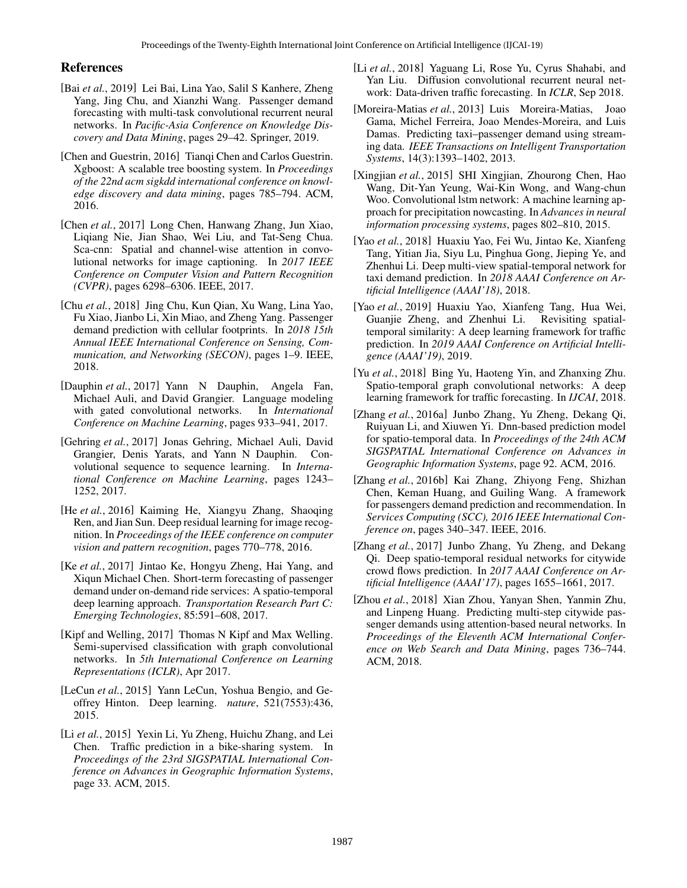## References

[Bai *et al.*, 2019] Lei Bai, Lina Yao, Salil S Kanhere, Zheng Yang, Jing Chu, and Xianzhi Wang. Passenger demand forecasting with multi-task convolutional recurrent neural networks. In *Pacific-Asia Conference on Knowledge Discovery and Data Mining*, pages 29–42. Springer, 2019.

[Chen and Guestrin, 2016] Tianqi Chen and Carlos Guestrin. Xgboost: A scalable tree boosting system. In *Proceedings of the 22nd acm sigkdd international conference on knowledge discovery and data mining*, pages 785–794. ACM, 2016.

[Chen *et al.*, 2017] Long Chen, Hanwang Zhang, Jun Xiao, Liqiang Nie, Jian Shao, Wei Liu, and Tat-Seng Chua. Sca-cnn: Spatial and channel-wise attention in convolutional networks for image captioning. In *2017 IEEE Conference on Computer Vision and Pattern Recognition (CVPR)*, pages 6298–6306. IEEE, 2017.

[Chu *et al.*, 2018] Jing Chu, Kun Qian, Xu Wang, Lina Yao, Fu Xiao, Jianbo Li, Xin Miao, and Zheng Yang. Passenger demand prediction with cellular footprints. In *2018 15th Annual IEEE International Conference on Sensing, Communication, and Networking (SECON)*, pages 1–9. IEEE, 2018.

[Dauphin *et al.*, 2017] Yann N Dauphin, Angela Fan, Michael Auli, and David Grangier. Language modeling with gated convolutional networks. In *International Conference on Machine Learning*, pages 933–941, 2017.

[Gehring *et al.*, 2017] Jonas Gehring, Michael Auli, David Grangier, Denis Yarats, and Yann N Dauphin. Convolutional sequence to sequence learning. In *International Conference on Machine Learning*, pages 1243–1252, 2017.

[He *et al.*, 2016] Kaiming He, Xiangyu Zhang, Shaoqing Ren, and Jian Sun. Deep residual learning for image recognition. In *Proceedings of the IEEE conference on computer vision and pattern recognition*, pages 770–778, 2016.

[Ke *et al.*, 2017] Jintao Ke, Hongyu Zheng, Hai Yang, and Xiqun Michael Chen. Short-term forecasting of passenger demand under on-demand ride services: A spatio-temporal deep learning approach. *Transportation Research Part C: Emerging Technologies*, 85:591–608, 2017.

[Kipf and Welling, 2017] Thomas N Kipf and Max Welling. Semi-supervised classification with graph convolutional networks. In *5th International Conference on Learning Representations (ICLR)*, Apr 2017.

[LeCun *et al.*, 2015] Yann LeCun, Yoshua Bengio, and Geoffrey Hinton. Deep learning. *nature*, 521(7553):436, 2015.

[Li *et al.*, 2015] Yexin Li, Yu Zheng, Huichu Zhang, and Lei Chen. Traffic prediction in a bike-sharing system. In *Proceedings of the 23rd SIGSPATIAL International Conference on Advances in Geographic Information Systems*, page 33. ACM, 2015.

[Li *et al.*, 2018] Yaguang Li, Rose Yu, Cyrus Shahabi, and Yan Liu. Diffusion convolutional recurrent neural network: Data-driven traffic forecasting. In *ICLR*, Sep 2018.

[Moreira-Matias *et al.*, 2013] Luis Moreira-Matias, Joao Gama, Michel Ferreira, Joao Mendes-Moreira, and Luis Damas. Predicting taxi–passenger demand using streaming data. *IEEE Transactions on Intelligent Transportation Systems*, 14(3):1393–1402, 2013.

[Xingjian *et al.*, 2015] SHI Xingjian, Zhourong Chen, Hao Wang, Dit-Yan Yeung, Wai-Kin Wong, and Wang-chun Woo. Convolutional lstm network: A machine learning approach for precipitation nowcasting. In *Advances in neural information processing systems*, pages 802–810, 2015.

[Yao *et al.*, 2018] Huaxiu Yao, Fei Wu, Jintao Ke, Xianfeng Tang, Yitian Jia, Siyu Lu, Pinghua Gong, Jieping Ye, and Zhenhui Li. Deep multi-view spatial-temporal network for taxi demand prediction. In *2018 AAAI Conference on Artificial Intelligence (AAAI'18)*, 2018.

[Yao *et al.*, 2019] Huaxiu Yao, Xianfeng Tang, Hua Wei, Guanjie Zheng, and Zhenhui Li. Revisiting spatial-temporal similarity: A deep learning framework for traffic prediction. In *2019 AAAI Conference on Artificial Intelligence (AAAI'19)*, 2019.

[Yu *et al.*, 2018] Bing Yu, Haoteng Yin, and Zhanxing Zhu. Spatio-temporal graph convolutional networks: A deep learning framework for traffic forecasting. In *IJCAI*, 2018.

[Zhang *et al.*, 2016a] Junbo Zhang, Yu Zheng, Dekang Qi, Ruiyuan Li, and Xiuwen Yi. Dnn-based prediction model for spatio-temporal data. In *Proceedings of the 24th ACM SIGSPATIAL International Conference on Advances in Geographic Information Systems*, page 92. ACM, 2016.

[Zhang *et al.*, 2016b] Kai Zhang, Zhiyong Feng, Shizhan Chen, Keman Huang, and Guiling Wang. A framework for passengers demand prediction and recommendation. In *Services Computing (SCC), 2016 IEEE International Conference on*, pages 340–347. IEEE, 2016.

[Zhang *et al.*, 2017] Junbo Zhang, Yu Zheng, and Dekang Qi. Deep spatio-temporal residual networks for citywide crowd flows prediction. In *2017 AAAI Conference on Artificial Intelligence (AAAI'17)*, pages 1655–1661, 2017.

[Zhou *et al.*, 2018] Xian Zhou, Yanyan Shen, Yanmin Zhu, and Linpeng Huang. Predicting multi-step citywide passenger demands using attention-based neural networks. In *Proceedings of the Eleventh ACM International Conference on Web Search and Data Mining*, pages 736–744. ACM, 2018.